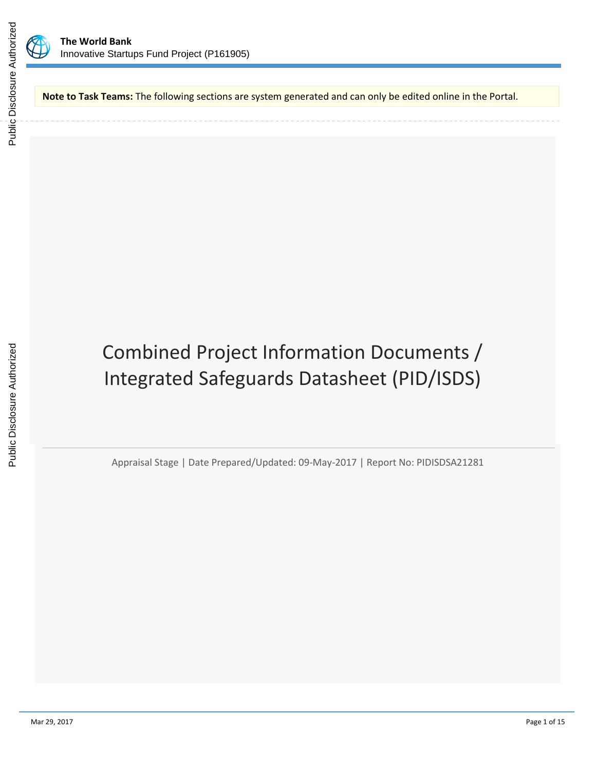**The World Bank**
Innovative Startups Fund Project (P161905)

**Note to Task Teams:** The following sections are system generated and can only be edited online in the Portal.

# Combined Project Information Documents / Integrated Safeguards Datasheet (PID/ISDS)

Appraisal Stage | Date Prepared/Updated: 09-May-2017 | Report No: PIDISDSA21281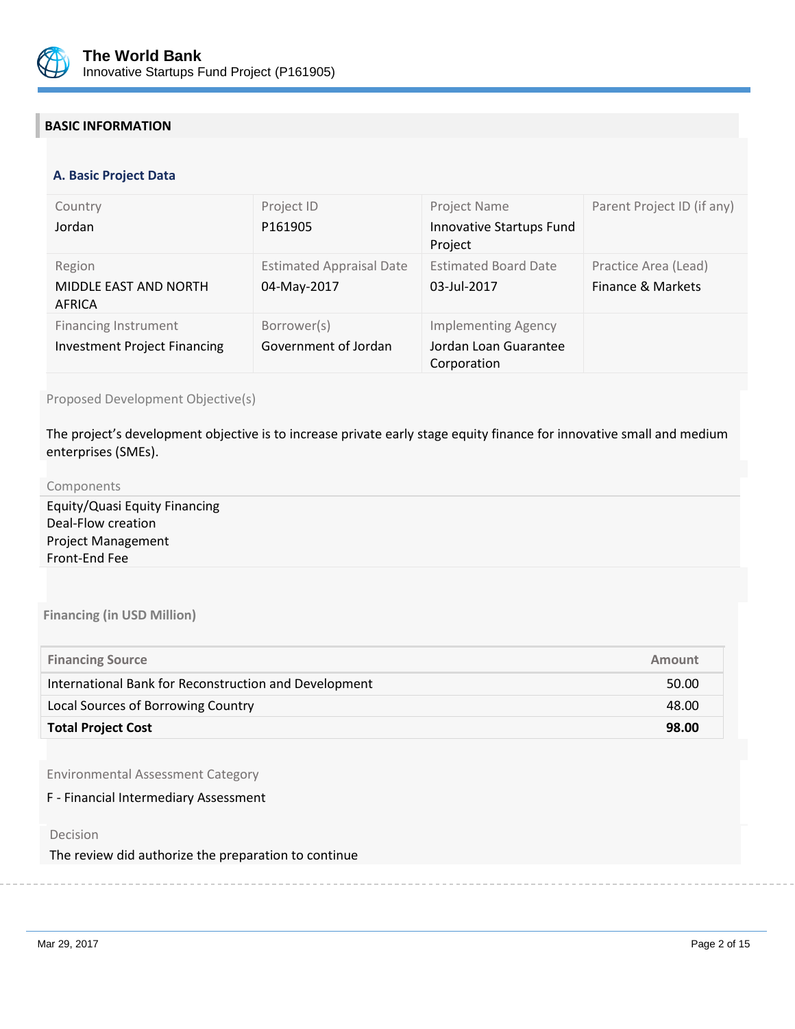## BASIC INFORMATION

### A. Basic Project Data

| Country | Project ID | Project Name | Parent Project ID (if any) |
|---|---|---|---|
| Jordan | P161905 | Innovative Startups Fund Project | |
| **Region** | **Estimated Appraisal Date** | **Estimated Board Date** | **Practice Area (Lead)** |
| MIDDLE EAST AND NORTH AFRICA | 04-May-2017 | 03-Jul-2017 | Finance & Markets |
| **Financing Instrument** | **Borrower(s)** | **Implementing Agency** | |
| Investment Project Financing | Government of Jordan | Jordan Loan Guarantee Corporation | |

Proposed Development Objective(s)

The project's development objective is to increase private early stage equity finance for innovative small and medium enterprises (SMEs).

Components

Equity/Quasi Equity Financing
Deal-Flow creation
Project Management
Front-End Fee

**Financing (in USD Million)**

| Financing Source | Amount |
|---|---|
| International Bank for Reconstruction and Development | 50.00 |
| Local Sources of Borrowing Country | 48.00 |
| **Total Project Cost** | **98.00** |

Environmental Assessment Category

F - Financial Intermediary Assessment

Decision

The review did authorize the preparation to continue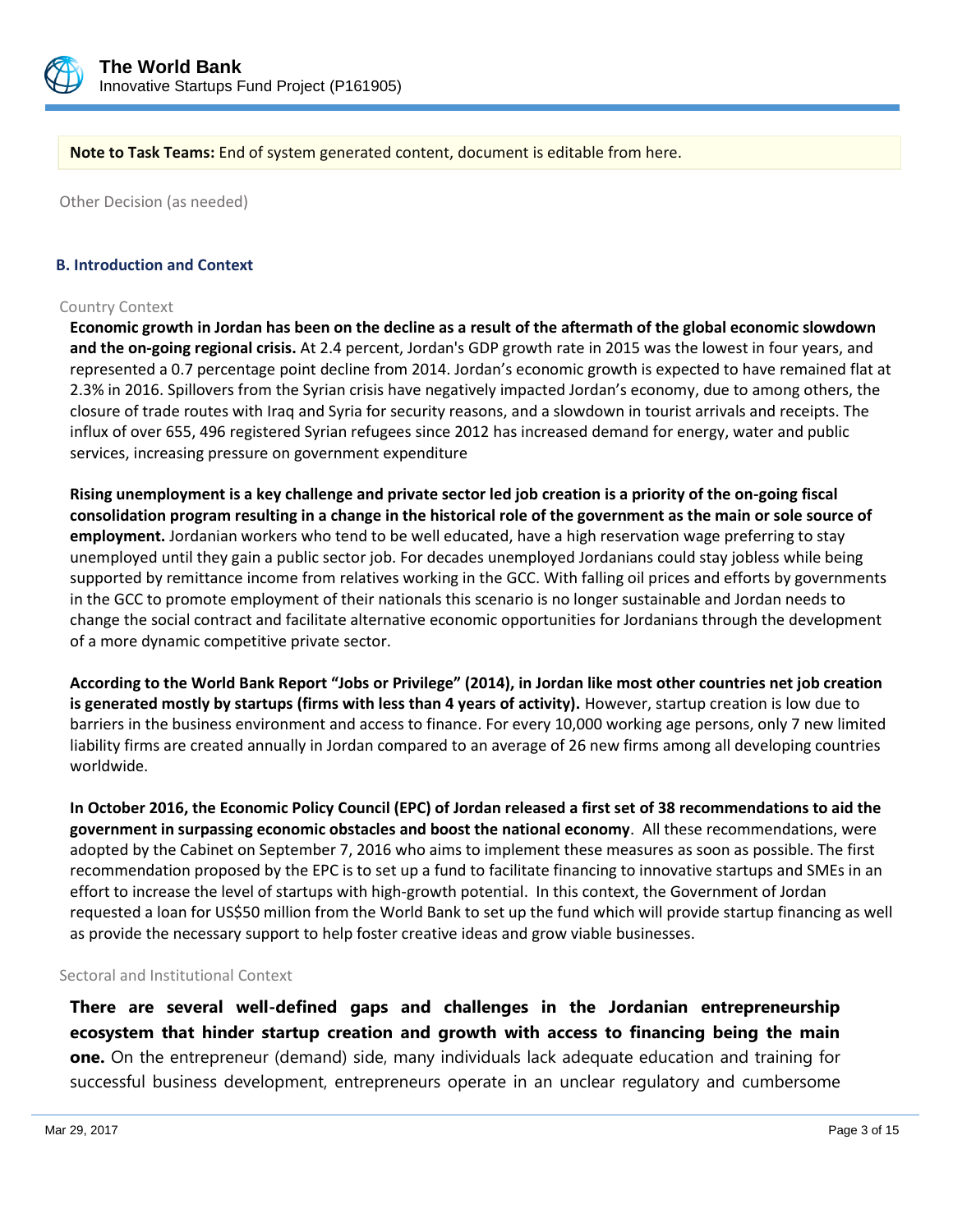**Note to Task Teams:** End of system generated content, document is editable from here.

Other Decision (as needed)

### B. Introduction and Context

Country Context

**Economic growth in Jordan has been on the decline as a result of the aftermath of the global economic slowdown and the on-going regional crisis.** At 2.4 percent, Jordan's GDP growth rate in 2015 was the lowest in four years, and represented a 0.7 percentage point decline from 2014. Jordan's economic growth is expected to have remained flat at 2.3% in 2016. Spillovers from the Syrian crisis have negatively impacted Jordan's economy, due to among others, the closure of trade routes with Iraq and Syria for security reasons, and a slowdown in tourist arrivals and receipts. The influx of over 655, 496 registered Syrian refugees since 2012 has increased demand for energy, water and public services, increasing pressure on government expenditure

**Rising unemployment is a key challenge and private sector led job creation is a priority of the on-going fiscal consolidation program resulting in a change in the historical role of the government as the main or sole source of employment.** Jordanian workers who tend to be well educated, have a high reservation wage preferring to stay unemployed until they gain a public sector job. For decades unemployed Jordanians could stay jobless while being supported by remittance income from relatives working in the GCC. With falling oil prices and efforts by governments in the GCC to promote employment of their nationals this scenario is no longer sustainable and Jordan needs to change the social contract and facilitate alternative economic opportunities for Jordanians through the development of a more dynamic competitive private sector.

**According to the World Bank Report "Jobs or Privilege" (2014), in Jordan like most other countries net job creation is generated mostly by startups (firms with less than 4 years of activity).** However, startup creation is low due to barriers in the business environment and access to finance. For every 10,000 working age persons, only 7 new limited liability firms are created annually in Jordan compared to an average of 26 new firms among all developing countries worldwide.

**In October 2016, the Economic Policy Council (EPC) of Jordan released a first set of 38 recommendations to aid the government in surpassing economic obstacles and boost the national economy**. All these recommendations, were adopted by the Cabinet on September 7, 2016 who aims to implement these measures as soon as possible. The first recommendation proposed by the EPC is to set up a fund to facilitate financing to innovative startups and SMEs in an effort to increase the level of startups with high-growth potential. In this context, the Government of Jordan requested a loan for US$50 million from the World Bank to set up the fund which will provide startup financing as well as provide the necessary support to help foster creative ideas and grow viable businesses.

Sectoral and Institutional Context

**There are several well-defined gaps and challenges in the Jordanian entrepreneurship ecosystem that hinder startup creation and growth with access to financing being the main one.** On the entrepreneur (demand) side, many individuals lack adequate education and training for successful business development, entrepreneurs operate in an unclear regulatory and cumbersome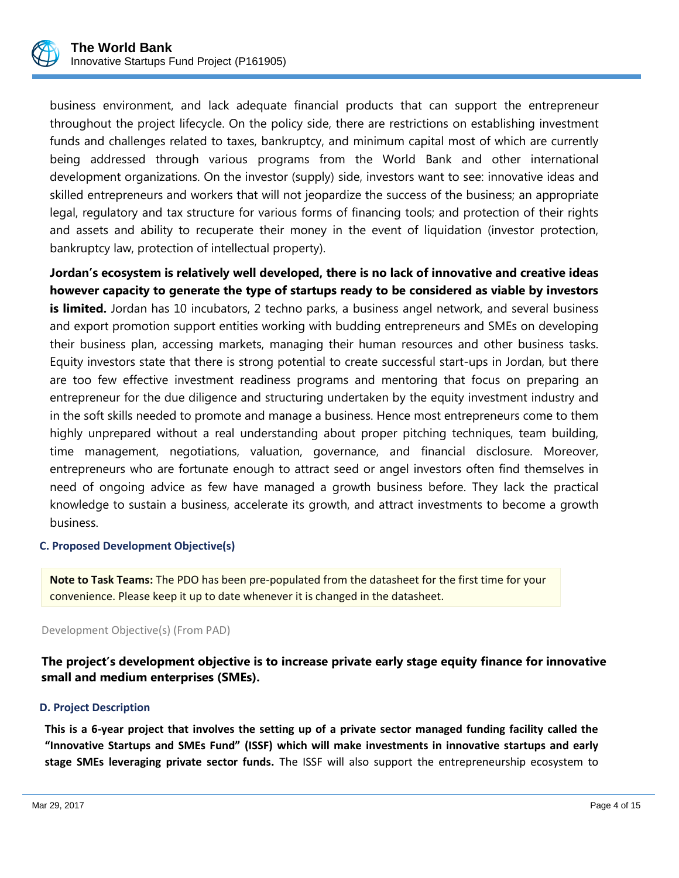business environment, and lack adequate financial products that can support the entrepreneur throughout the project lifecycle. On the policy side, there are restrictions on establishing investment funds and challenges related to taxes, bankruptcy, and minimum capital most of which are currently being addressed through various programs from the World Bank and other international development organizations. On the investor (supply) side, investors want to see: innovative ideas and skilled entrepreneurs and workers that will not jeopardize the success of the business; an appropriate legal, regulatory and tax structure for various forms of financing tools; and protection of their rights and assets and ability to recuperate their money in the event of liquidation (investor protection, bankruptcy law, protection of intellectual property).

**Jordan's ecosystem is relatively well developed, there is no lack of innovative and creative ideas however capacity to generate the type of startups ready to be considered as viable by investors is limited.** Jordan has 10 incubators, 2 techno parks, a business angel network, and several business and export promotion support entities working with budding entrepreneurs and SMEs on developing their business plan, accessing markets, managing their human resources and other business tasks. Equity investors state that there is strong potential to create successful start-ups in Jordan, but there are too few effective investment readiness programs and mentoring that focus on preparing an entrepreneur for the due diligence and structuring undertaken by the equity investment industry and in the soft skills needed to promote and manage a business. Hence most entrepreneurs come to them highly unprepared without a real understanding about proper pitching techniques, team building, time management, negotiations, valuation, governance, and financial disclosure. Moreover, entrepreneurs who are fortunate enough to attract seed or angel investors often find themselves in need of ongoing advice as few have managed a growth business before. They lack the practical knowledge to sustain a business, accelerate its growth, and attract investments to become a growth business.

### C. Proposed Development Objective(s)

**Note to Task Teams:** The PDO has been pre-populated from the datasheet for the first time for your convenience. Please keep it up to date whenever it is changed in the datasheet.

Development Objective(s) (From PAD)

**The project's development objective is to increase private early stage equity finance for innovative small and medium enterprises (SMEs).**

### D. Project Description

**This is a 6-year project that involves the setting up of a private sector managed funding facility called the "Innovative Startups and SMEs Fund" (ISSF) which will make investments in innovative startups and early stage SMEs leveraging private sector funds.** The ISSF will also support the entrepreneurship ecosystem to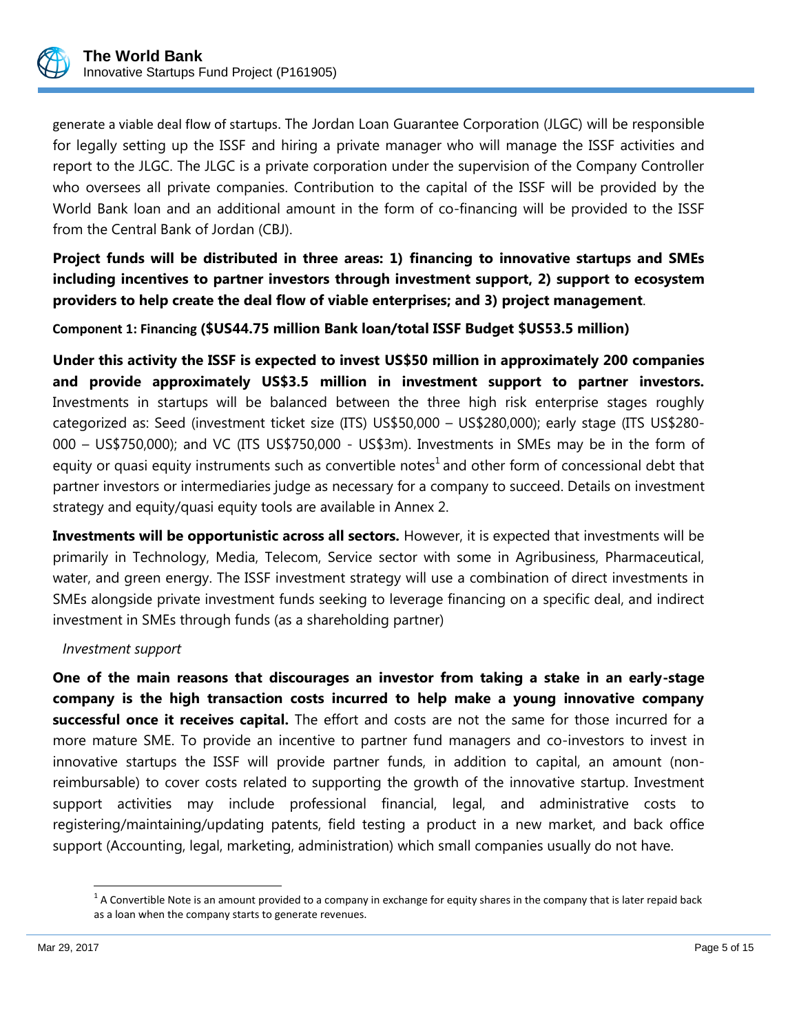generate a viable deal flow of startups. The Jordan Loan Guarantee Corporation (JLGC) will be responsible for legally setting up the ISSF and hiring a private manager who will manage the ISSF activities and report to the JLGC. The JLGC is a private corporation under the supervision of the Company Controller who oversees all private companies. Contribution to the capital of the ISSF will be provided by the World Bank loan and an additional amount in the form of co-financing will be provided to the ISSF from the Central Bank of Jordan (CBJ).

**Project funds will be distributed in three areas: 1) financing to innovative startups and SMEs including incentives to partner investors through investment support, 2) support to ecosystem providers to help create the deal flow of viable enterprises; and 3) project management**.

**Component 1: Financing ($US44.75 million Bank loan/total ISSF Budget $US53.5 million)**

**Under this activity the ISSF is expected to invest US$50 million in approximately 200 companies and provide approximately US$3.5 million in investment support to partner investors.** Investments in startups will be balanced between the three high risk enterprise stages roughly categorized as: Seed (investment ticket size (ITS) US$50,000 – US$280,000); early stage (ITS US$280-000 – US$750,000); and VC (ITS US$750,000 - US$3m). Investments in SMEs may be in the form of equity or quasi equity instruments such as convertible notes[1] and other form of concessional debt that partner investors or intermediaries judge as necessary for a company to succeed. Details on investment strategy and equity/quasi equity tools are available in Annex 2.

**Investments will be opportunistic across all sectors.** However, it is expected that investments will be primarily in Technology, Media, Telecom, Service sector with some in Agribusiness, Pharmaceutical, water, and green energy. The ISSF investment strategy will use a combination of direct investments in SMEs alongside private investment funds seeking to leverage financing on a specific deal, and indirect investment in SMEs through funds (as a shareholding partner)

*Investment support*

**One of the main reasons that discourages an investor from taking a stake in an early-stage company is the high transaction costs incurred to help make a young innovative company successful once it receives capital.** The effort and costs are not the same for those incurred for a more mature SME. To provide an incentive to partner fund managers and co-investors to invest in innovative startups the ISSF will provide partner funds, in addition to capital, an amount (non-reimbursable) to cover costs related to supporting the growth of the innovative startup. Investment support activities may include professional financial, legal, and administrative costs to registering/maintaining/updating patents, field testing a product in a new market, and back office support (Accounting, legal, marketing, administration) which small companies usually do not have.

[1] A Convertible Note is an amount provided to a company in exchange for equity shares in the company that is later repaid back as a loan when the company starts to generate revenues.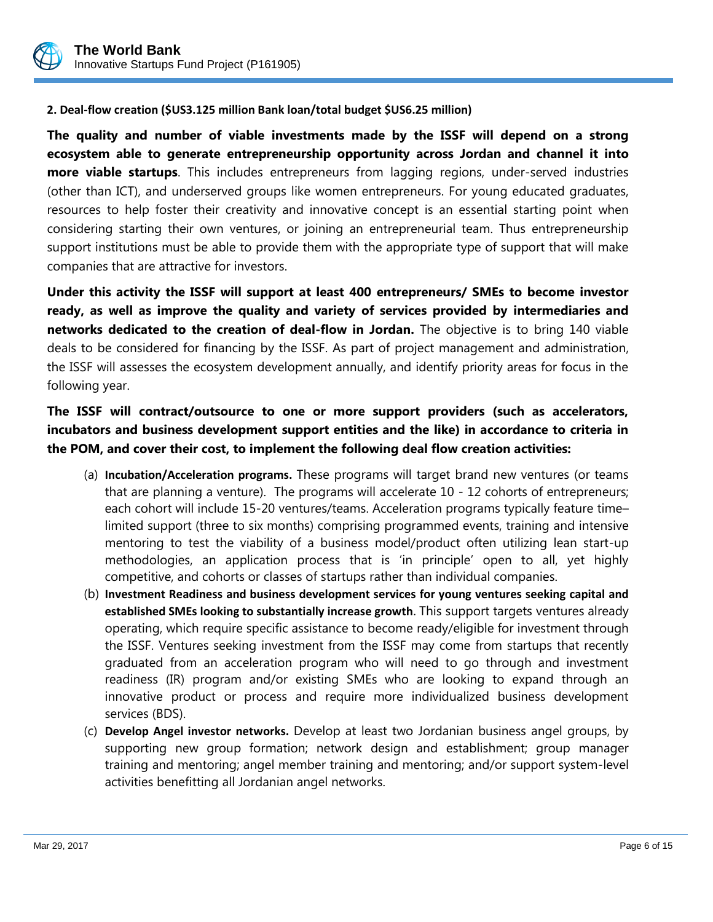**2. Deal-flow creation ($US3.125 million Bank loan/total budget $US6.25 million)**

**The quality and number of viable investments made by the ISSF will depend on a strong ecosystem able to generate entrepreneurship opportunity across Jordan and channel it into more viable startups**. This includes entrepreneurs from lagging regions, under-served industries (other than ICT), and underserved groups like women entrepreneurs. For young educated graduates, resources to help foster their creativity and innovative concept is an essential starting point when considering starting their own ventures, or joining an entrepreneurial team. Thus entrepreneurship support institutions must be able to provide them with the appropriate type of support that will make companies that are attractive for investors.

**Under this activity the ISSF will support at least 400 entrepreneurs/ SMEs to become investor ready, as well as improve the quality and variety of services provided by intermediaries and networks dedicated to the creation of deal-flow in Jordan.** The objective is to bring 140 viable deals to be considered for financing by the ISSF. As part of project management and administration, the ISSF will assesses the ecosystem development annually, and identify priority areas for focus in the following year.

**The ISSF will contract/outsource to one or more support providers (such as accelerators, incubators and business development support entities and the like) in accordance to criteria in the POM, and cover their cost, to implement the following deal flow creation activities:**

(a) **Incubation/Acceleration programs.** These programs will target brand new ventures (or teams that are planning a venture). The programs will accelerate 10 - 12 cohorts of entrepreneurs; each cohort will include 15-20 ventures/teams. Acceleration programs typically feature time–limited support (three to six months) comprising programmed events, training and intensive mentoring to test the viability of a business model/product often utilizing lean start-up methodologies, an application process that is 'in principle' open to all, yet highly competitive, and cohorts or classes of startups rather than individual companies.

(b) **Investment Readiness and business development services for young ventures seeking capital and established SMEs looking to substantially increase growth**. This support targets ventures already operating, which require specific assistance to become ready/eligible for investment through the ISSF. Ventures seeking investment from the ISSF may come from startups that recently graduated from an acceleration program who will need to go through and investment readiness (IR) program and/or existing SMEs who are looking to expand through an innovative product or process and require more individualized business development services (BDS).

(c) **Develop Angel investor networks.** Develop at least two Jordanian business angel groups, by supporting new group formation; network design and establishment; group manager training and mentoring; angel member training and mentoring; and/or support system-level activities benefitting all Jordanian angel networks.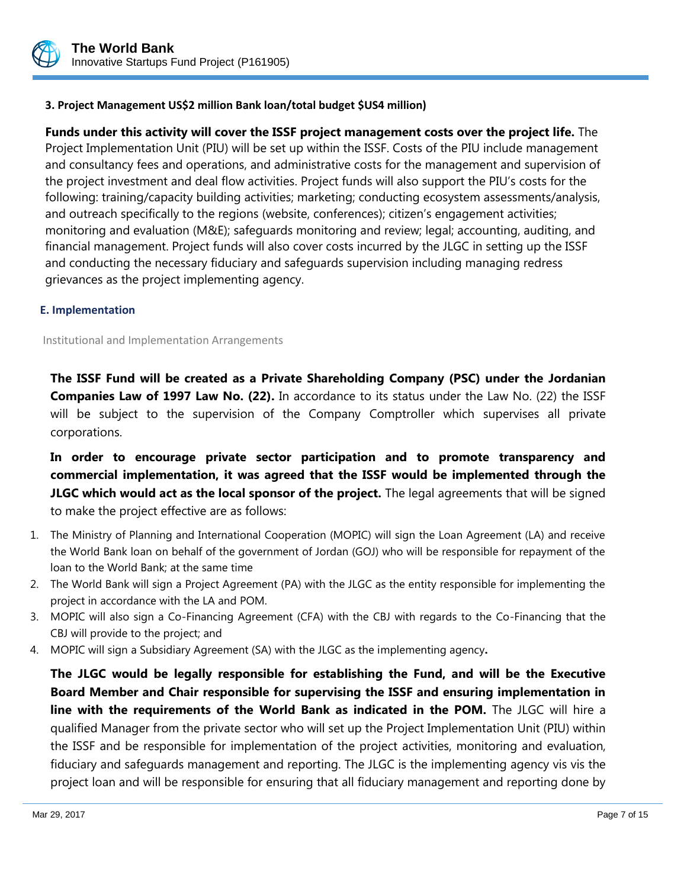**3. Project Management US$2 million Bank loan/total budget $US4 million)**

**Funds under this activity will cover the ISSF project management costs over the project life.** The Project Implementation Unit (PIU) will be set up within the ISSF. Costs of the PIU include management and consultancy fees and operations, and administrative costs for the management and supervision of the project investment and deal flow activities. Project funds will also support the PIU's costs for the following: training/capacity building activities; marketing; conducting ecosystem assessments/analysis, and outreach specifically to the regions (website, conferences); citizen's engagement activities; monitoring and evaluation (M&E); safeguards monitoring and review; legal; accounting, auditing, and financial management. Project funds will also cover costs incurred by the JLGC in setting up the ISSF and conducting the necessary fiduciary and safeguards supervision including managing redress grievances as the project implementing agency.

## E. Implementation

Institutional and Implementation Arrangements

**The ISSF Fund will be created as a Private Shareholding Company (PSC) under the Jordanian Companies Law of 1997 Law No. (22).** In accordance to its status under the Law No. (22) the ISSF will be subject to the supervision of the Company Comptroller which supervises all private corporations.

**In order to encourage private sector participation and to promote transparency and commercial implementation, it was agreed that the ISSF would be implemented through the JLGC which would act as the local sponsor of the project.** The legal agreements that will be signed to make the project effective are as follows:

1. The Ministry of Planning and International Cooperation (MOPIC) will sign the Loan Agreement (LA) and receive the World Bank loan on behalf of the government of Jordan (GOJ) who will be responsible for repayment of the loan to the World Bank; at the same time
2. The World Bank will sign a Project Agreement (PA) with the JLGC as the entity responsible for implementing the project in accordance with the LA and POM.
3. MOPIC will also sign a Co-Financing Agreement (CFA) with the CBJ with regards to the Co-Financing that the CBJ will provide to the project; and
4. MOPIC will sign a Subsidiary Agreement (SA) with the JLGC as the implementing agency**.**

**The JLGC would be legally responsible for establishing the Fund, and will be the Executive Board Member and Chair responsible for supervising the ISSF and ensuring implementation in line with the requirements of the World Bank as indicated in the POM.** The JLGC will hire a qualified Manager from the private sector who will set up the Project Implementation Unit (PIU) within the ISSF and be responsible for implementation of the project activities, monitoring and evaluation, fiduciary and safeguards management and reporting. The JLGC is the implementing agency vis vis the project loan and will be responsible for ensuring that all fiduciary management and reporting done by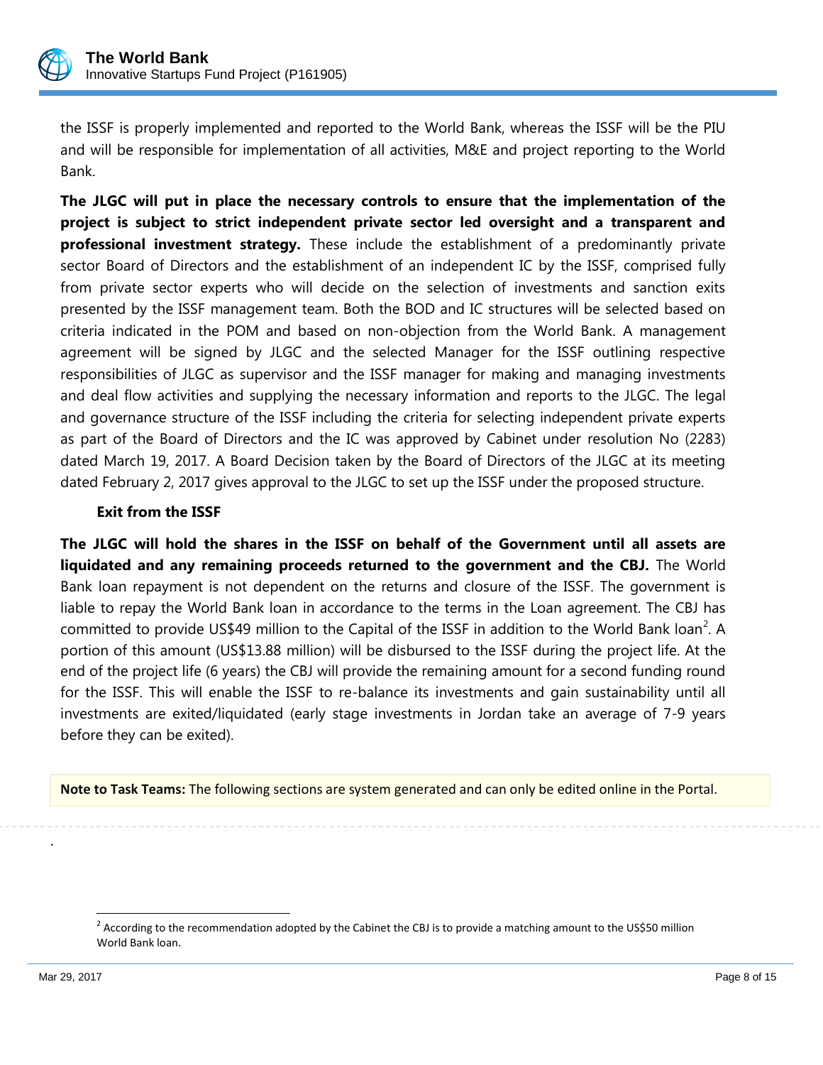the ISSF is properly implemented and reported to the World Bank, whereas the ISSF will be the PIU and will be responsible for implementation of all activities, M&E and project reporting to the World Bank.

**The JLGC will put in place the necessary controls to ensure that the implementation of the project is subject to strict independent private sector led oversight and a transparent and professional investment strategy.** These include the establishment of a predominantly private sector Board of Directors and the establishment of an independent IC by the ISSF, comprised fully from private sector experts who will decide on the selection of investments and sanction exits presented by the ISSF management team. Both the BOD and IC structures will be selected based on criteria indicated in the POM and based on non-objection from the World Bank. A management agreement will be signed by JLGC and the selected Manager for the ISSF outlining respective responsibilities of JLGC as supervisor and the ISSF manager for making and managing investments and deal flow activities and supplying the necessary information and reports to the JLGC. The legal and governance structure of the ISSF including the criteria for selecting independent private experts as part of the Board of Directors and the IC was approved by Cabinet under resolution No (2283) dated March 19, 2017. A Board Decision taken by the Board of Directors of the JLGC at its meeting dated February 2, 2017 gives approval to the JLGC to set up the ISSF under the proposed structure.

**Exit from the ISSF**

**The JLGC will hold the shares in the ISSF on behalf of the Government until all assets are liquidated and any remaining proceeds returned to the government and the CBJ.** The World Bank loan repayment is not dependent on the returns and closure of the ISSF. The government is liable to repay the World Bank loan in accordance to the terms in the Loan agreement. The CBJ has committed to provide US$49 million to the Capital of the ISSF in addition to the World Bank loan[2]. A portion of this amount (US$13.88 million) will be disbursed to the ISSF during the project life. At the end of the project life (6 years) the CBJ will provide the remaining amount for a second funding round for the ISSF. This will enable the ISSF to re-balance its investments and gain sustainability until all investments are exited/liquidated (early stage investments in Jordan take an average of 7-9 years before they can be exited).

**Note to Task Teams:** The following sections are system generated and can only be edited online in the Portal.

.

[2] According to the recommendation adopted by the Cabinet the CBJ is to provide a matching amount to the US$50 million World Bank loan.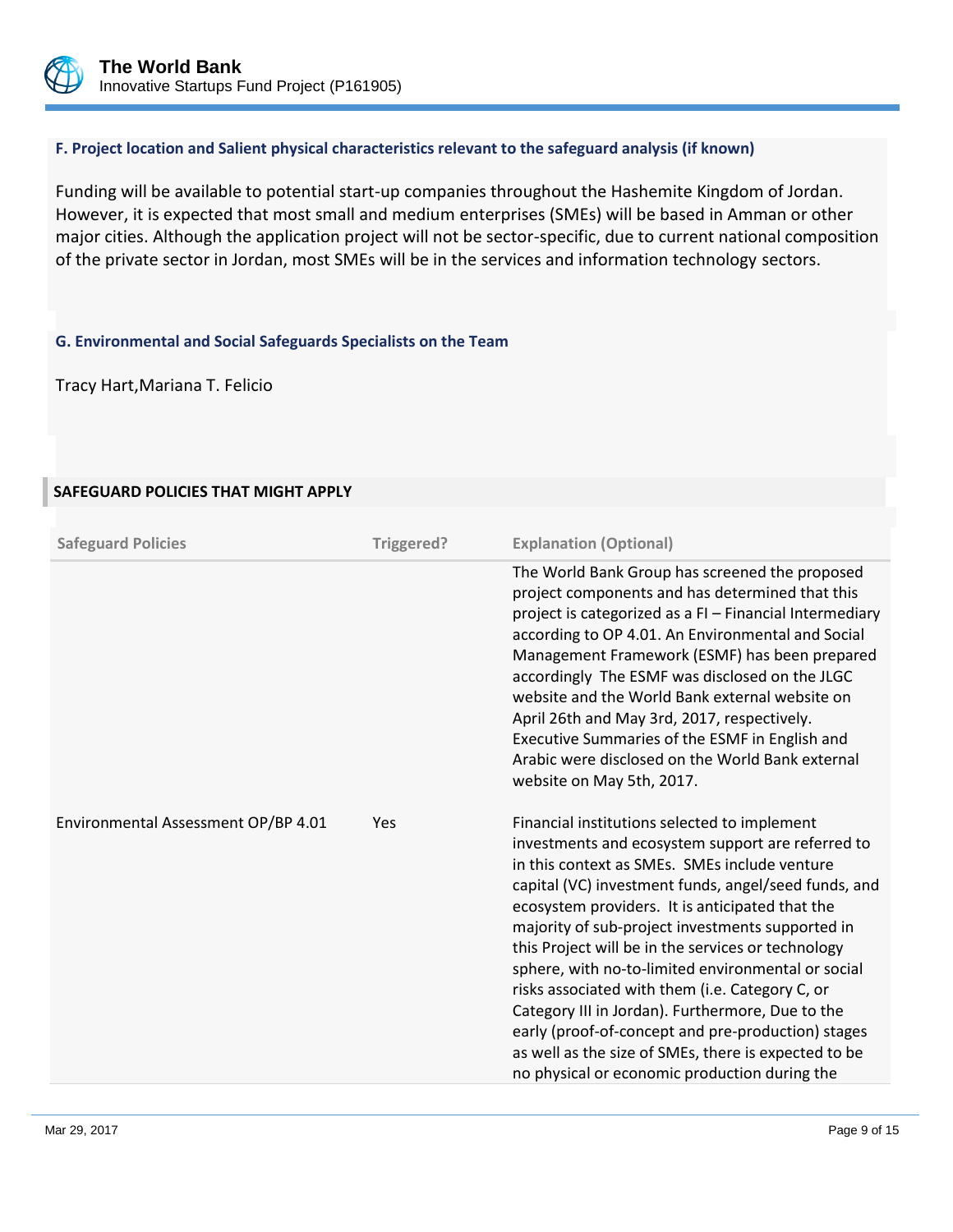### F. Project location and Salient physical characteristics relevant to the safeguard analysis (if known)

Funding will be available to potential start-up companies throughout the Hashemite Kingdom of Jordan. However, it is expected that most small and medium enterprises (SMEs) will be based in Amman or other major cities. Although the application project will not be sector-specific, due to current national composition of the private sector in Jordan, most SMEs will be in the services and information technology sectors.

### G. Environmental and Social Safeguards Specialists on the Team

Tracy Hart,Mariana T. Felicio

## SAFEGUARD POLICIES THAT MIGHT APPLY

| Safeguard Policies | Triggered? | Explanation (Optional) |
|---|---|---|
| Environmental Assessment OP/BP 4.01 | Yes | The World Bank Group has screened the proposed project components and has determined that this project is categorized as a FI – Financial Intermediary according to OP 4.01. An Environmental and Social Management Framework (ESMF) has been prepared accordingly The ESMF was disclosed on the JLGC website and the World Bank external website on April 26th and May 3rd, 2017, respectively. Executive Summaries of the ESMF in English and Arabic were disclosed on the World Bank external website on May 5th, 2017.<br><br>Financial institutions selected to implement investments and ecosystem support are referred to in this context as SMEs. SMEs include venture capital (VC) investment funds, angel/seed funds, and ecosystem providers. It is anticipated that the majority of sub-project investments supported in this Project will be in the services or technology sphere, with no-to-limited environmental or social risks associated with them (i.e. Category C, or Category III in Jordan). Furthermore, Due to the early (proof-of-concept and pre-production) stages as well as the size of SMEs, there is expected to be no physical or economic production during the |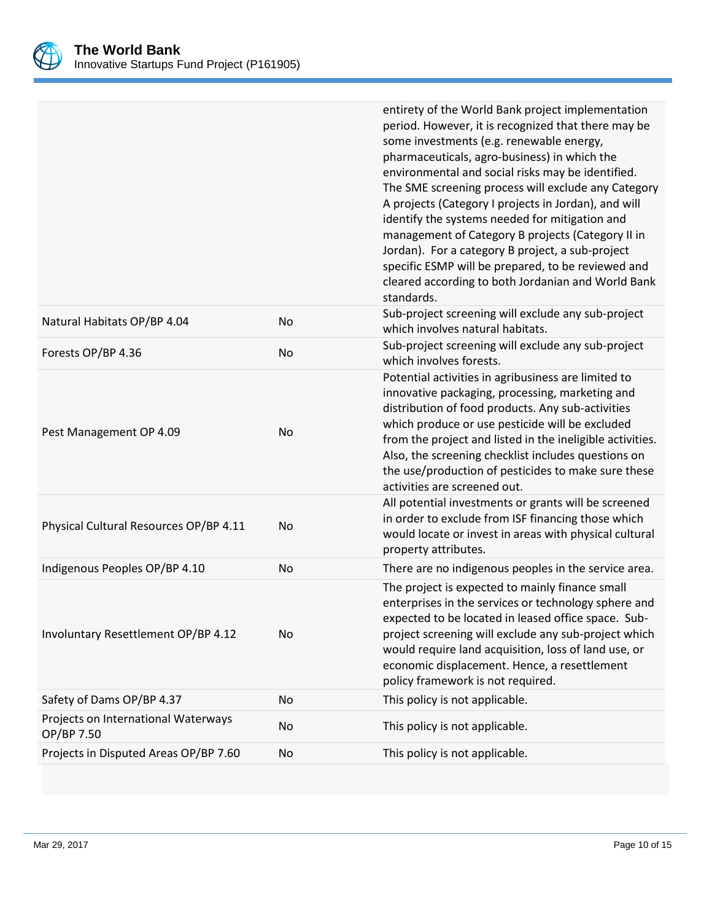| | | |
|---|---|---|
| | | entirety of the World Bank project implementation period. However, it is recognized that there may be some investments (e.g. renewable energy, pharmaceuticals, agro-business) in which the environmental and social risks may be identified. The SME screening process will exclude any Category A projects (Category I projects in Jordan), and will identify the systems needed for mitigation and management of Category B projects (Category II in Jordan). For a category B project, a sub-project specific ESMP will be prepared, to be reviewed and cleared according to both Jordanian and World Bank standards. |
| Natural Habitats OP/BP 4.04 | No | Sub-project screening will exclude any sub-project which involves natural habitats. |
| Forests OP/BP 4.36 | No | Sub-project screening will exclude any sub-project which involves forests. |
| Pest Management OP 4.09 | No | Potential activities in agribusiness are limited to innovative packaging, processing, marketing and distribution of food products. Any sub-activities which produce or use pesticide will be excluded from the project and listed in the ineligible activities. Also, the screening checklist includes questions on the use/production of pesticides to make sure these activities are screened out. |
| Physical Cultural Resources OP/BP 4.11 | No | All potential investments or grants will be screened in order to exclude from ISF financing those which would locate or invest in areas with physical cultural property attributes. |
| Indigenous Peoples OP/BP 4.10 | No | There are no indigenous peoples in the service area. |
| Involuntary Resettlement OP/BP 4.12 | No | The project is expected to mainly finance small enterprises in the services or technology sphere and expected to be located in leased office space. Sub-project screening will exclude any sub-project which would require land acquisition, loss of land use, or economic displacement. Hence, a resettlement policy framework is not required. |
| Safety of Dams OP/BP 4.37 | No | This policy is not applicable. |
| Projects on International Waterways OP/BP 7.50 | No | This policy is not applicable. |
| Projects in Disputed Areas OP/BP 7.60 | No | This policy is not applicable. |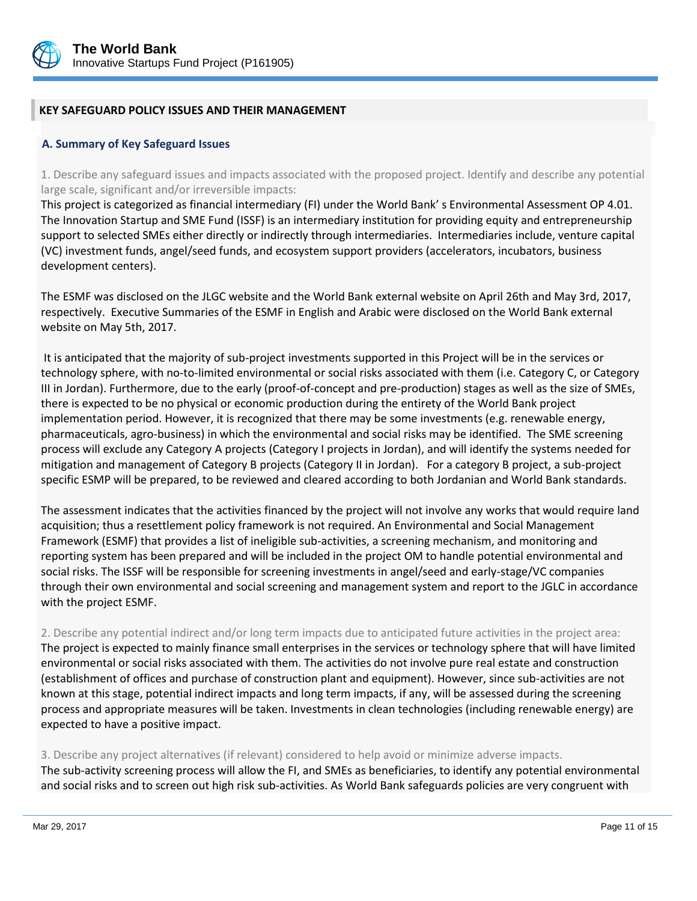## KEY SAFEGUARD POLICY ISSUES AND THEIR MANAGEMENT

### A. Summary of Key Safeguard Issues

1. Describe any safeguard issues and impacts associated with the proposed project. Identify and describe any potential large scale, significant and/or irreversible impacts:

This project is categorized as financial intermediary (FI) under the World Bank' s Environmental Assessment OP 4.01. The Innovation Startup and SME Fund (ISSF) is an intermediary institution for providing equity and entrepreneurship support to selected SMEs either directly or indirectly through intermediaries. Intermediaries include, venture capital (VC) investment funds, angel/seed funds, and ecosystem support providers (accelerators, incubators, business development centers).

The ESMF was disclosed on the JLGC website and the World Bank external website on April 26th and May 3rd, 2017, respectively. Executive Summaries of the ESMF in English and Arabic were disclosed on the World Bank external website on May 5th, 2017.

It is anticipated that the majority of sub-project investments supported in this Project will be in the services or technology sphere, with no-to-limited environmental or social risks associated with them (i.e. Category C, or Category III in Jordan). Furthermore, due to the early (proof-of-concept and pre-production) stages as well as the size of SMEs, there is expected to be no physical or economic production during the entirety of the World Bank project implementation period. However, it is recognized that there may be some investments (e.g. renewable energy, pharmaceuticals, agro-business) in which the environmental and social risks may be identified. The SME screening process will exclude any Category A projects (Category I projects in Jordan), and will identify the systems needed for mitigation and management of Category B projects (Category II in Jordan). For a category B project, a sub-project specific ESMP will be prepared, to be reviewed and cleared according to both Jordanian and World Bank standards.

The assessment indicates that the activities financed by the project will not involve any works that would require land acquisition; thus a resettlement policy framework is not required. An Environmental and Social Management Framework (ESMF) that provides a list of ineligible sub-activities, a screening mechanism, and monitoring and reporting system has been prepared and will be included in the project OM to handle potential environmental and social risks. The ISSF will be responsible for screening investments in angel/seed and early-stage/VC companies through their own environmental and social screening and management system and report to the JGLC in accordance with the project ESMF.

2. Describe any potential indirect and/or long term impacts due to anticipated future activities in the project area:

The project is expected to mainly finance small enterprises in the services or technology sphere that will have limited environmental or social risks associated with them. The activities do not involve pure real estate and construction (establishment of offices and purchase of construction plant and equipment). However, since sub-activities are not known at this stage, potential indirect impacts and long term impacts, if any, will be assessed during the screening process and appropriate measures will be taken. Investments in clean technologies (including renewable energy) are expected to have a positive impact.

3. Describe any project alternatives (if relevant) considered to help avoid or minimize adverse impacts.

The sub-activity screening process will allow the FI, and SMEs as beneficiaries, to identify any potential environmental and social risks and to screen out high risk sub-activities. As World Bank safeguards policies are very congruent with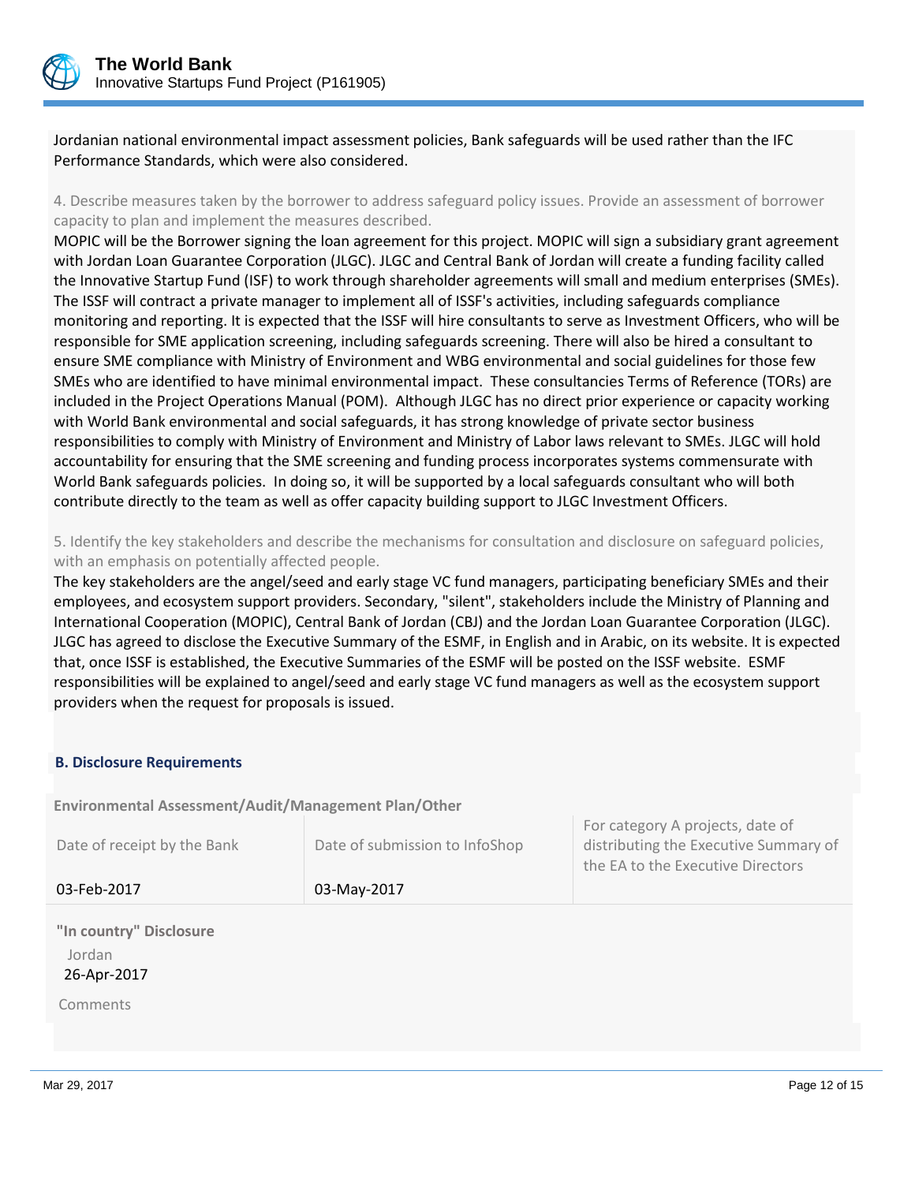Jordanian national environmental impact assessment policies, Bank safeguards will be used rather than the IFC Performance Standards, which were also considered.

4. Describe measures taken by the borrower to address safeguard policy issues. Provide an assessment of borrower capacity to plan and implement the measures described.

MOPIC will be the Borrower signing the loan agreement for this project. MOPIC will sign a subsidiary grant agreement with Jordan Loan Guarantee Corporation (JLGC). JLGC and Central Bank of Jordan will create a funding facility called the Innovative Startup Fund (ISF) to work through shareholder agreements will small and medium enterprises (SMEs). The ISSF will contract a private manager to implement all of ISSF's activities, including safeguards compliance monitoring and reporting. It is expected that the ISSF will hire consultants to serve as Investment Officers, who will be responsible for SME application screening, including safeguards screening. There will also be hired a consultant to ensure SME compliance with Ministry of Environment and WBG environmental and social guidelines for those few SMEs who are identified to have minimal environmental impact. These consultancies Terms of Reference (TORs) are included in the Project Operations Manual (POM). Although JLGC has no direct prior experience or capacity working with World Bank environmental and social safeguards, it has strong knowledge of private sector business responsibilities to comply with Ministry of Environment and Ministry of Labor laws relevant to SMEs. JLGC will hold accountability for ensuring that the SME screening and funding process incorporates systems commensurate with World Bank safeguards policies. In doing so, it will be supported by a local safeguards consultant who will both contribute directly to the team as well as offer capacity building support to JLGC Investment Officers.

5. Identify the key stakeholders and describe the mechanisms for consultation and disclosure on safeguard policies, with an emphasis on potentially affected people.

The key stakeholders are the angel/seed and early stage VC fund managers, participating beneficiary SMEs and their employees, and ecosystem support providers. Secondary, "silent", stakeholders include the Ministry of Planning and International Cooperation (MOPIC), Central Bank of Jordan (CBJ) and the Jordan Loan Guarantee Corporation (JLGC). JLGC has agreed to disclose the Executive Summary of the ESMF, in English and in Arabic, on its website. It is expected that, once ISSF is established, the Executive Summaries of the ESMF will be posted on the ISSF website. ESMF responsibilities will be explained to angel/seed and early stage VC fund managers as well as the ecosystem support providers when the request for proposals is issued.

### B. Disclosure Requirements

**Environmental Assessment/Audit/Management Plan/Other**

| Date of receipt by the Bank | Date of submission to InfoShop | For category A projects, date of distributing the Executive Summary of the EA to the Executive Directors |
|---|---|---|
| 03-Feb-2017 | 03-May-2017 | |

**"In country" Disclosure**

Jordan
26-Apr-2017

Comments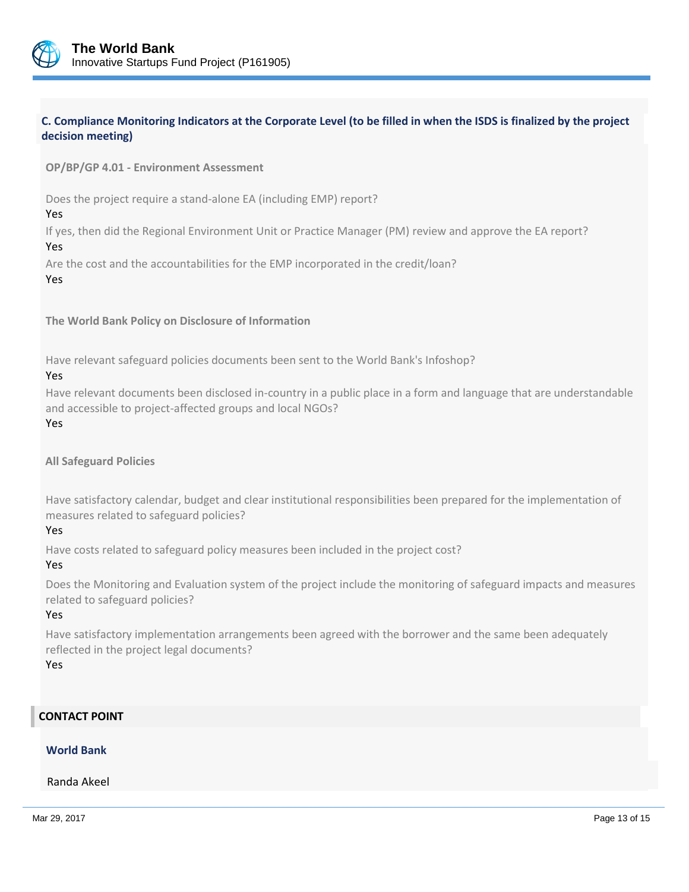### C. Compliance Monitoring Indicators at the Corporate Level (to be filled in when the ISDS is finalized by the project decision meeting)

**OP/BP/GP 4.01 - Environment Assessment**

Does the project require a stand-alone EA (including EMP) report?

Yes

If yes, then did the Regional Environment Unit or Practice Manager (PM) review and approve the EA report?

Yes

Are the cost and the accountabilities for the EMP incorporated in the credit/loan?

Yes

**The World Bank Policy on Disclosure of Information**

Have relevant safeguard policies documents been sent to the World Bank's Infoshop?

Yes

Have relevant documents been disclosed in-country in a public place in a form and language that are understandable and accessible to project-affected groups and local NGOs?

Yes

**All Safeguard Policies**

Have satisfactory calendar, budget and clear institutional responsibilities been prepared for the implementation of measures related to safeguard policies?

Yes

Have costs related to safeguard policy measures been included in the project cost?

Yes

Does the Monitoring and Evaluation system of the project include the monitoring of safeguard impacts and measures related to safeguard policies?

Yes

Have satisfactory implementation arrangements been agreed with the borrower and the same been adequately reflected in the project legal documents?

Yes

## CONTACT POINT

**World Bank**

Randa Akeel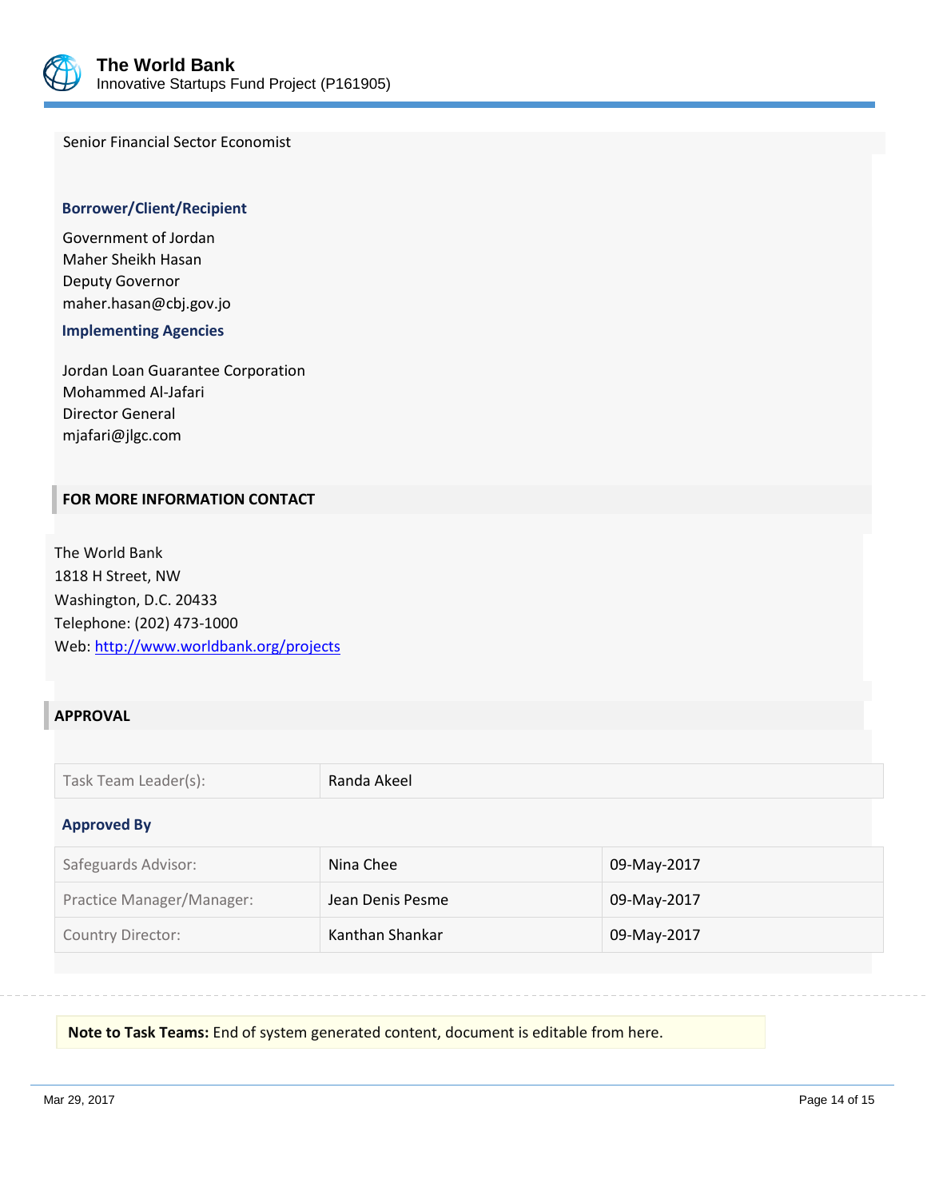Senior Financial Sector Economist

### Borrower/Client/Recipient

Government of Jordan
Maher Sheikh Hasan
Deputy Governor
maher.hasan@cbj.gov.jo

### Implementing Agencies

Jordan Loan Guarantee Corporation
Mohammed Al-Jafari
Director General
mjafari@jlgc.com

## FOR MORE INFORMATION CONTACT

The World Bank
1818 H Street, NW
Washington, D.C. 20433
Telephone: (202) 473-1000
Web: http://www.worldbank.org/projects

## APPROVAL

| Task Team Leader(s): | Randa Akeel |
|---|---|

### Approved By

| Safeguards Advisor: | Nina Chee | 09-May-2017 |
|---|---|---|
| Practice Manager/Manager: | Jean Denis Pesme | 09-May-2017 |
| Country Director: | Kanthan Shankar | 09-May-2017 |

**Note to Task Teams:** End of system generated content, document is editable from here.